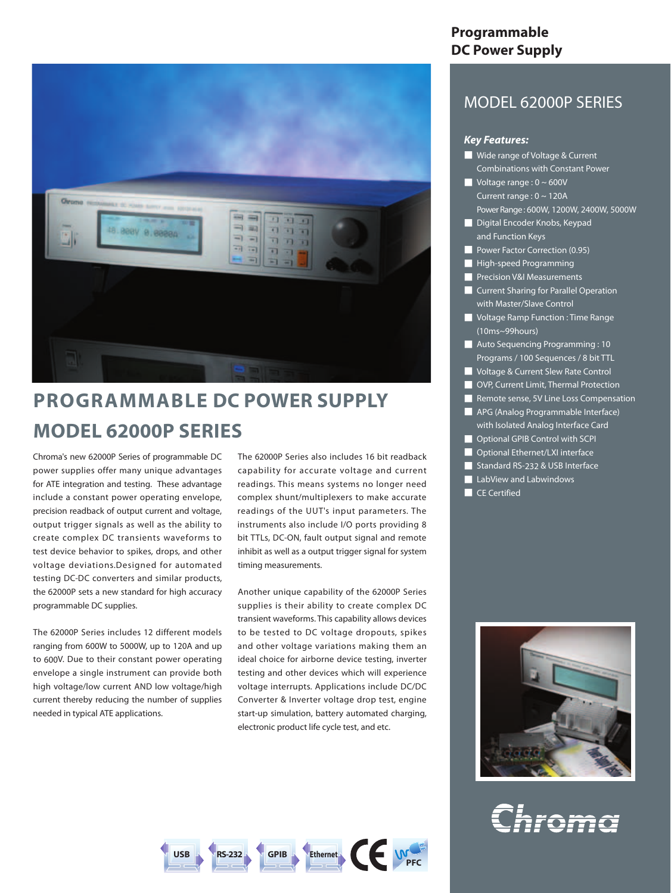# Programmable DC Power Supply

## MODEL 62000P SERIES

### *Key Features:*

- Wide range of Voltage & Current Combinations with Constant Power
- Voltage range : 0 ~ 600V
  Current range : 0 ~ 120A
  Power Range : 600W, 1200W, 2400W, 5000W
- Digital Encoder Knobs, Keypad and Function Keys
- Power Factor Correction (0.95)
- High-speed Programming
- Precision V&I Measurements
- Current Sharing for Parallel Operation with Master/Slave Control
- Voltage Ramp Function : Time Range (10ms~99hours)
- Auto Sequencing Programming : 10 Programs / 100 Sequences / 8 bit TTL
- Voltage & Current Slew Rate Control
- OVP, Current Limit, Thermal Protection
- Remote sense, 5V Line Loss Compensation
- APG (Analog Programmable Interface) with Isolated Analog Interface Card
- Optional GPIB Control with SCPI
- Optional Ethernet/LXI interface
- Standard RS-232 & USB Interface
- LabView and Labwindows
- CE Certified

# PROGRAMMABLE DC POWER SUPPLY MODEL 62000P SERIES

Chroma's new 62000P Series of programmable DC power supplies offer many unique advantages for ATE integration and testing. These advantage include a constant power operating envelope, precision readback of output current and voltage, output trigger signals as well as the ability to create complex DC transients waveforms to test device behavior to spikes, drops, and other voltage deviations.Designed for automated testing DC-DC converters and similar products, the 62000P sets a new standard for high accuracy programmable DC supplies.

The 62000P Series includes 12 different models ranging from 600W to 5000W, up to 120A and up to 600V. Due to their constant power operating envelope a single instrument can provide both high voltage/low current AND low voltage/high current thereby reducing the number of supplies needed in typical ATE applications.

The 62000P Series also includes 16 bit readback capability for accurate voltage and current readings. This means systems no longer need complex shunt/multiplexers to make accurate readings of the UUT's input parameters. The instruments also include I/O ports providing 8 bit TTLs, DC-ON, fault output signal and remote inhibit as well as a output trigger signal for system timing measurements.

Another unique capability of the 62000P Series supplies is their ability to create complex DC transient waveforms. This capability allows devices to be tested to DC voltage dropouts, spikes and other voltage variations making them an ideal choice for airborne device testing, inverter testing and other devices which will experience voltage interrupts. Applications include DC/DC Converter & Inverter voltage drop test, engine start-up simulation, battery automated charging, electronic product life cycle test, and etc.

USB RS-232 GPIB Ethernet CE PFC

Chroma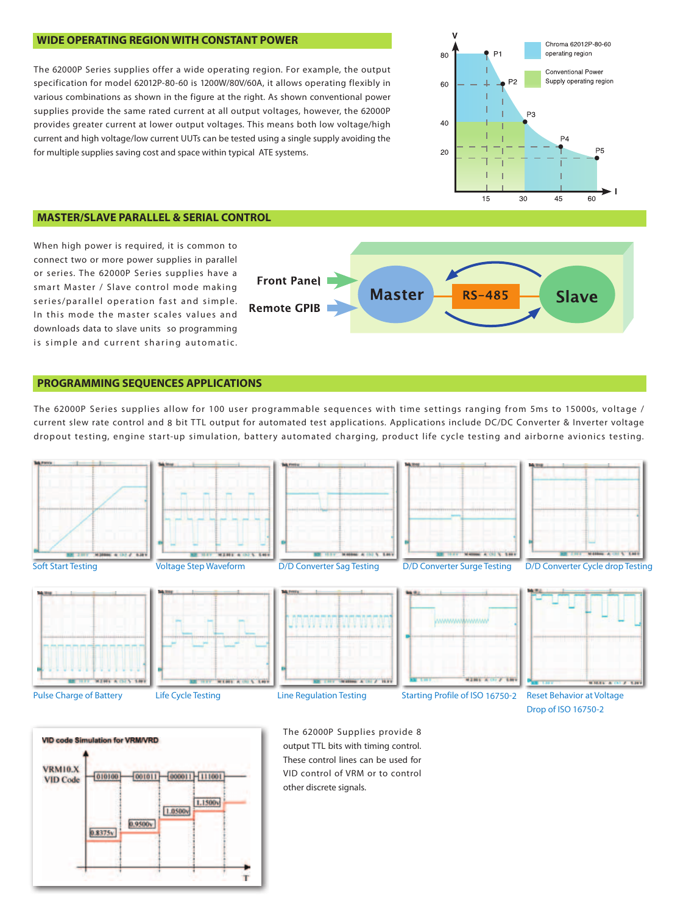## WIDE OPERATING REGION WITH CONSTANT POWER

The 62000P Series supplies offer a wide operating region. For example, the output specification for model 62012P-80-60 is 1200W/80V/60A, it allows operating flexibly in various combinations as shown in the figure at the right. As shown conventional power supplies provide the same rated current at all output voltages, however, the 62000P provides greater current at lower output voltages. This means both low voltage/high current and high voltage/low current UUTs can be tested using a single supply avoiding the for multiple supplies saving cost and space within typical ATE systems.

Chroma 62012P-80-60 operating region

Conventional Power Supply operating region

## MASTER/SLAVE PARALLEL & SERIAL CONTROL

When high power is required, it is common to connect two or more power supplies in parallel or series. The 62000P Series supplies have a smart Master / Slave control mode making series/parallel operation fast and simple. In this mode the master scales values and downloads data to slave units so programming is simple and current sharing automatic.

Front Panel → Master ← RS-485 → Slave

Remote GPIB → Master

## PROGRAMMING SEQUENCES APPLICATIONS

The 62000P Series supplies allow for 100 user programmable sequences with time settings ranging from 5ms to 15000s, voltage / current slew rate control and 8 bit TTL output for automated test applications. Applications include DC/DC Converter & Inverter voltage dropout testing, engine start-up simulation, battery automated charging, product life cycle testing and airborne avionics testing.

Soft Start Testing

Voltage Step Waveform

D/D Converter Sag Testing

D/D Converter Surge Testing

D/D Converter Cycle drop Testing

Pulse Charge of Battery

Life Cycle Testing

Line Regulation Testing

Starting Profile of ISO 16750-2

Reset Behavior at Voltage Drop of ISO 16750-2

VID code Simulation for VRM/VRD

The 62000P Supplies provide 8 output TTL bits with timing control. These control lines can be used for VID control of VRM or to control other discrete signals.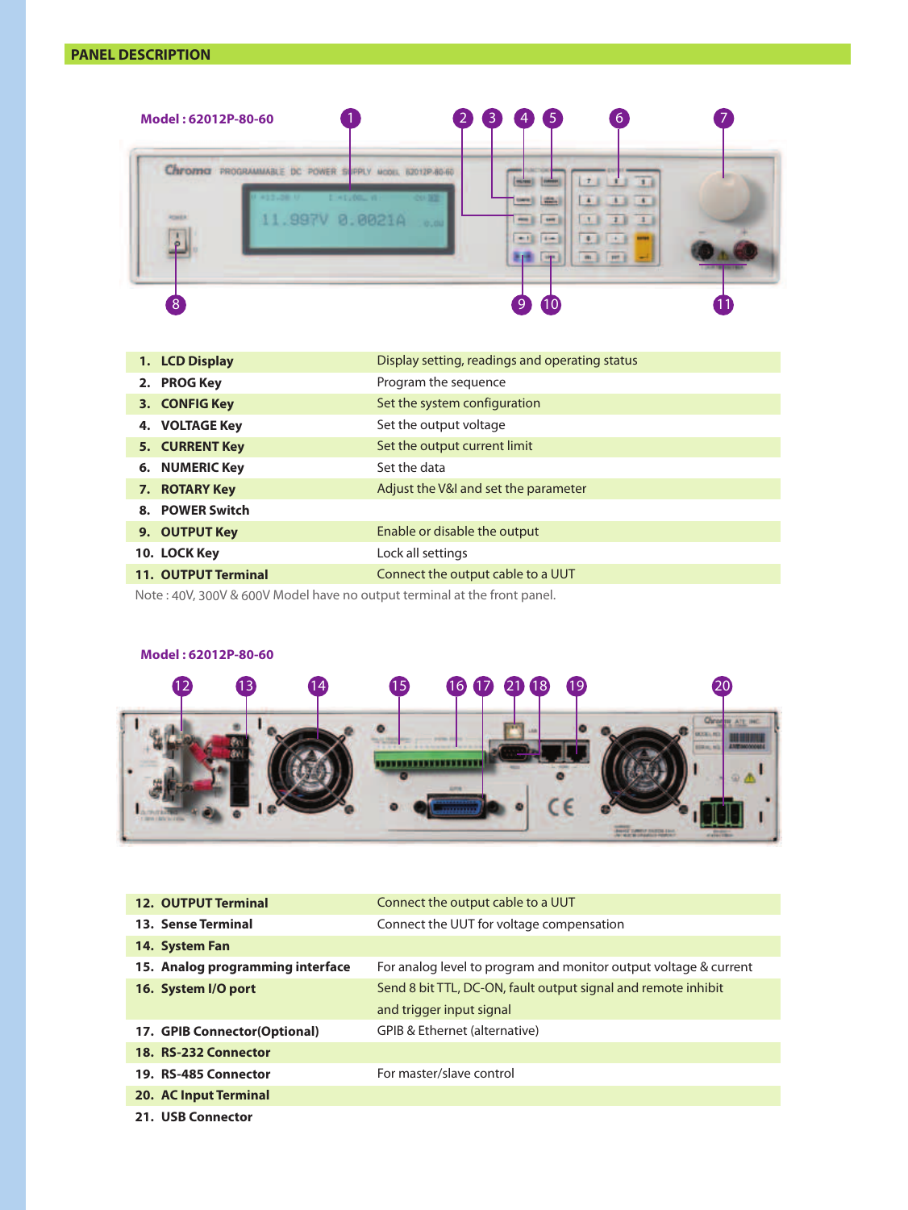## PANEL DESCRIPTION

**Model : 62012P-80-60**

| | |
|---|---|
| **1. LCD Display** | Display setting, readings and operating status |
| **2. PROG Key** | Program the sequence |
| **3. CONFIG Key** | Set the system configuration |
| **4. VOLTAGE Key** | Set the output voltage |
| **5. CURRENT Key** | Set the output current limit |
| **6. NUMERIC Key** | Set the data |
| **7. ROTARY Key** | Adjust the V&I and set the parameter |
| **8. POWER Switch** | |
| **9. OUTPUT Key** | Enable or disable the output |
| **10. LOCK Key** | Lock all settings |
| **11. OUTPUT Terminal** | Connect the output cable to a UUT |

Note : 40V, 300V & 600V Model have no output terminal at the front panel.

**Model : 62012P-80-60**

| | |
|---|---|
| **12. OUTPUT Terminal** | Connect the output cable to a UUT |
| **13. Sense Terminal** | Connect the UUT for voltage compensation |
| **14. System Fan** | |
| **15. Analog programming interface** | For analog level to program and monitor output voltage & current |
| **16. System I/O port** | Send 8 bit TTL, DC-ON, fault output signal and remote inhibit and trigger input signal |
| **17. GPIB Connector(Optional)** | GPIB & Ethernet (alternative) |
| **18. RS-232 Connector** | |
| **19. RS-485 Connector** | For master/slave control |
| **20. AC Input Terminal** | |
| **21. USB Connector** | |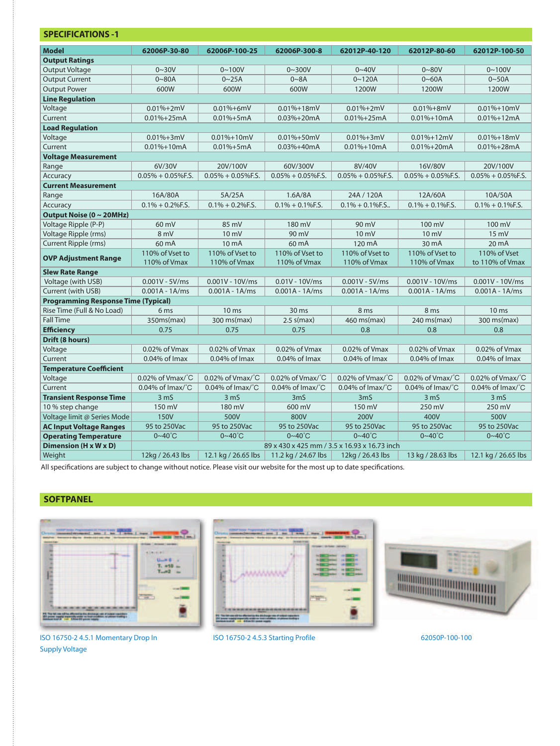## SPECIFICATIONS -1

| Model | 62006P-30-80 | 62006P-100-25 | 62006P-300-8 | 62012P-40-120 | 62012P-80-60 | 62012P-100-50 |
|---|---|---|---|---|---|---|
| **Output Ratings** | | | | | | |
| Output Voltage | 0~30V | 0~100V | 0~300V | 0~40V | 0~80V | 0~100V |
| Output Current | 0~80A | 0~25A | 0~8A | 0~120A | 0~60A | 0~50A |
| Output Power | 600W | 600W | 600W | 1200W | 1200W | 1200W |
| **Line Regulation** | | | | | | |
| Voltage | 0.01%+2mV | 0.01%+6mV | 0.01%+18mV | 0.01%+2mV | 0.01%+8mV | 0.01%+10mV |
| Current | 0.01%+25mA | 0.01%+5mA | 0.03%+20mA | 0.01%+25mA | 0.01%+10mA | 0.01%+12mA |
| **Load Regulation** | | | | | | |
| Voltage | 0.01%+3mV | 0.01%+10mV | 0.01%+50mV | 0.01%+3mV | 0.01%+12mV | 0.01%+18mV |
| Current | 0.01%+10mA | 0.01%+5mA | 0.03%+40mA | 0.01%+10mA | 0.01%+20mA | 0.01%+28mA |
| **Voltage Measurement** | | | | | | |
| Range | 6V/30V | 20V/100V | 60V/300V | 8V/40V | 16V/80V | 20V/100V |
| Accuracy | 0.05% + 0.05%F.S. | 0.05% + 0.05%F.S. | 0.05% + 0.05%F.S. | 0.05% + 0.05%F.S. | 0.05% + 0.05%F.S. | 0.05% + 0.05%F.S. |
| **Current Measurement** | | | | | | |
| Range | 16A/80A | 5A/25A | 1.6A/8A | 24A / 120A | 12A/60A | 10A/50A |
| Accuracy | 0.1% + 0.2%F.S. | 0.1% + 0.2%F.S. | 0.1% + 0.1%F.S. | 0.1% + 0.1%F.S.. | 0.1% + 0.1%F.S. | 0.1% + 0.1%F.S. |
| **Output Noise (0 ~ 20MHz)** | | | | | | |
| Voltage Ripple (P-P) | 60 mV | 85 mV | 180 mV | 90 mV | 100 mV | 100 mV |
| Voltage Ripple (rms) | 8 mV | 10 mV | 90 mV | 10 mV | 10 mV | 15 mV |
| Current Ripple (rms) | 60 mA | 10 mA | 60 mA | 120 mA | 30 mA | 20 mA |
| **OVP Adjustment Range** | 110% of Vset to 110% of Vmax | 110% of Vset to 110% of Vmax | 110% of Vset to 110% of Vmax | 110% of Vset to 110% of Vmax | 110% of Vset to 110% of Vmax | 110% of Vset to 110% of Vmax |
| **Slew Rate Range** | | | | | | |
| Voltage (with USB) | 0.001V - 5V/ms | 0.001V - 10V/ms | 0.01V - 10V/ms | 0.001V - 5V/ms | 0.001V - 10V/ms | 0.001V - 10V/ms |
| Current (with USB) | 0.001A - 1A/ms | 0.001A - 1A/ms | 0.001A - 1A/ms | 0.001A - 1A/ms | 0.001A - 1A/ms | 0.001A - 1A/ms |
| **Programming Response Time (Typical)** | | | | | | |
| Rise Time (Full & No Load) | 6 ms | 10 ms | 30 ms | 8 ms | 8 ms | 10 ms |
| Fall Time | 350ms(max) | 300 ms(max) | 2.5 s(max) | 460 ms(max) | 240 ms(max) | 300 ms(max) |
| **Efficiency** | 0.75 | 0.75 | 0.75 | 0.8 | 0.8 | 0.8 |
| **Drift (8 hours)** | | | | | | |
| Voltage | 0.02% of Vmax | 0.02% of Vmax | 0.02% of Vmax | 0.02% of Vmax | 0.02% of Vmax | 0.02% of Vmax |
| Current | 0.04% of Imax | 0.04% of Imax | 0.04% of Imax | 0.04% of Imax | 0.04% of Imax | 0.04% of Imax |
| **Temperature Coefficient** | | | | | | |
| Voltage | 0.02% of Vmax/˚C | 0.02% of Vmax/˚C | 0.02% of Vmax/˚C | 0.02% of Vmax/˚C | 0.02% of Vmax/˚C | 0.02% of Vmax/˚C |
| Current | 0.04% of Imax/˚C | 0.04% of Imax/˚C | 0.04% of Imax/˚C | 0.04% of Imax/˚C | 0.04% of Imax/˚C | 0.04% of Imax/˚C |
| **Transient Response Time** | 3 mS | 3 mS | 3mS | 3mS | 3 mS | 3 mS |
| 10 % step change | 150 mV | 180 mV | 600 mV | 150 mV | 250 mV | 250 mV |
| Voltage limit @ Series Mode | 150V | 500V | 800V | 200V | 400V | 500V |
| **AC Input Voltage Ranges** | 95 to 250Vac | 95 to 250Vac | 95 to 250Vac | 95 to 250Vac | 95 to 250Vac | 95 to 250Vac |
| **Operating Temperature** | 0~40˚C | 0~40˚C | 0~40˚C | 0~40˚C | 0~40˚C | 0~40˚C |
| **Dimension (H x W x D)** | 89 x 430 x 425 mm / 3.5 x 16.93 x 16.73 inch | | | | | |
| Weight | 12kg / 26.43 lbs | 12.1 kg / 26.65 lbs | 11.2 kg / 24.67 lbs | 12kg / 26.43 lbs | 13 kg / 28.63 lbs | 12.1 kg / 26.65 lbs |

All specifications are subject to change without notice. Please visit our website for the most up to date specifications.

## SOFTPANEL

ISO 16750-2 4.5.1 Momentary Drop In Supply Voltage

ISO 16750-2 4.5.3 Starting Profile

62050P-100-100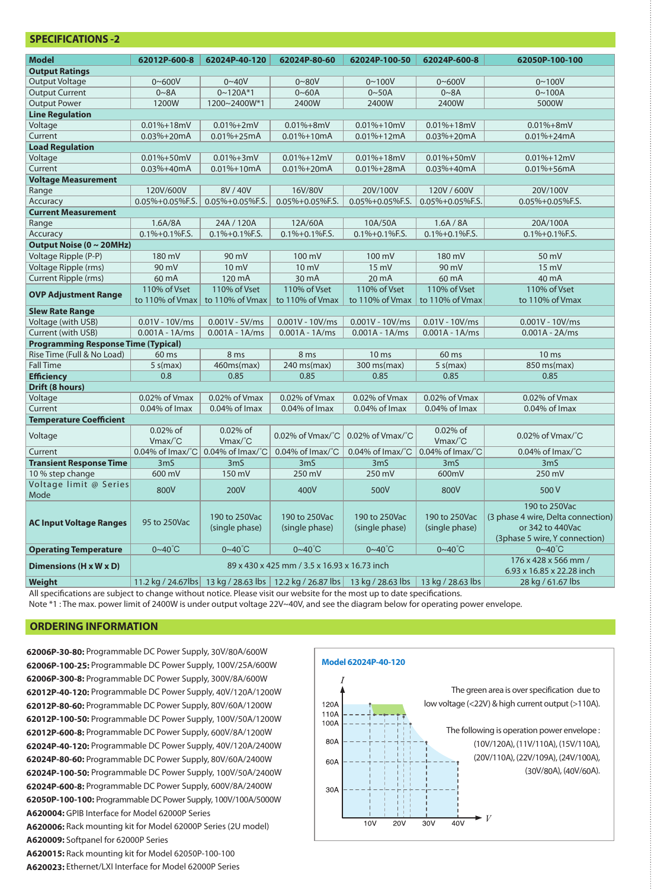## SPECIFICATIONS -2

| Model | 62012P-600-8 | 62024P-40-120 | 62024P-80-60 | 62024P-100-50 | 62024P-600-8 | 62050P-100-100 |
|---|---|---|---|---|---|---|
| **Output Ratings** | | | | | | |
| Output Voltage | 0~600V | 0~40V | 0~80V | 0~100V | 0~600V | 0~100V |
| Output Current | 0~8A | 0~120A*1 | 0~60A | 0~50A | 0~8A | 0~100A |
| Output Power | 1200W | 1200~2400W*1 | 2400W | 2400W | 2400W | 5000W |
| **Line Regulation** | | | | | | |
| Voltage | 0.01%+18mV | 0.01%+2mV | 0.01%+8mV | 0.01%+10mV | 0.01%+18mV | 0.01%+8mV |
| Current | 0.03%+20mA | 0.01%+25mA | 0.01%+10mA | 0.01%+12mA | 0.03%+20mA | 0.01%+24mA |
| **Load Regulation** | | | | | | |
| Voltage | 0.01%+50mV | 0.01%+3mV | 0.01%+12mV | 0.01%+18mV | 0.01%+50mV | 0.01%+12mV |
| Current | 0.03%+40mA | 0.01%+10mA | 0.01%+20mA | 0.01%+28mA | 0.03%+40mA | 0.01%+56mA |
| **Voltage Measurement** | | | | | | |
| Range | 120V/600V | 8V / 40V | 16V/80V | 20V/100V | 120V / 600V | 20V/100V |
| Accuracy | 0.05%+0.05%F.S. | 0.05%+0.05%F.S. | 0.05%+0.05%F.S. | 0.05%+0.05%F.S. | 0.05%+0.05%F.S. | 0.05%+0.05%F.S. |
| **Current Measurement** | | | | | | |
| Range | 1.6A/8A | 24A / 120A | 12A/60A | 10A/50A | 1.6A / 8A | 20A/100A |
| Accuracy | 0.1%+0.1%F.S. | 0.1%+0.1%F.S. | 0.1%+0.1%F.S. | 0.1%+0.1%F.S. | 0.1%+0.1%F.S. | 0.1%+0.1%F.S. |
| **Output Noise (0 ~ 20MHz)** | | | | | | |
| Voltage Ripple (P-P) | 180 mV | 90 mV | 100 mV | 100 mV | 180 mV | 50 mV |
| Voltage Ripple (rms) | 90 mV | 10 mV | 10 mV | 15 mV | 90 mV | 15 mV |
| Current Ripple (rms) | 60 mA | 120 mA | 30 mA | 20 mA | 60 mA | 40 mA |
| **OVP Adjustment Range** | 110% of Vset to 110% of Vmax | 110% of Vset to 110% of Vmax | 110% of Vset to 110% of Vmax | 110% of Vset to 110% of Vmax | 110% of Vset to 110% of Vmax | 110% of Vset to 110% of Vmax |
| **Slew Rate Range** | | | | | | |
| Voltage (with USB) | 0.01V - 10V/ms | 0.001V - 5V/ms | 0.001V - 10V/ms | 0.001V - 10V/ms | 0.01V - 10V/ms | 0.001V - 10V/ms |
| Current (with USB) | 0.001A - 1A/ms | 0.001A - 1A/ms | 0.001A - 1A/ms | 0.001A - 1A/ms | 0.001A - 1A/ms | 0.001A - 2A/ms |
| **Programming Response Time (Typical)** | | | | | | |
| Rise Time (Full & No Load) | 60 ms | 8 ms | 8 ms | 10 ms | 60 ms | 10 ms |
| Fall Time | 5 s(max) | 460ms(max) | 240 ms(max) | 300 ms(max) | 5 s(max) | 850 ms(max) |
| **Efficiency** | 0.8 | 0.85 | 0.85 | 0.85 | 0.85 | 0.85 |
| **Drift (8 hours)** | | | | | | |
| Voltage | 0.02% of Vmax | 0.02% of Vmax | 0.02% of Vmax | 0.02% of Vmax | 0.02% of Vmax | 0.02% of Vmax |
| Current | 0.04% of Imax | 0.04% of Imax | 0.04% of Imax | 0.04% of Imax | 0.04% of Imax | 0.04% of Imax |
| **Temperature Coefficient** | | | | | | |
| Voltage | 0.02% of Vmax/°C | 0.02% of Vmax/°C | 0.02% of Vmax/°C | 0.02% of Vmax/°C | 0.02% of Vmax/°C | 0.02% of Vmax/°C |
| Current | 0.04% of Imax/°C | 0.04% of Imax/°C | 0.04% of Imax/°C | 0.04% of Imax/°C | 0.04% of Imax/°C | 0.04% of Imax/°C |
| **Transient Response Time** | 3mS | 3mS | 3mS | 3mS | 3mS | 3mS |
| 10 % step change | 600 mV | 150 mV | 250 mV | 250 mV | 600mV | 250 mV |
| Voltage limit @ Series Mode | 800V | 200V | 400V | 500V | 800V | 500 V |
| **AC Input Voltage Ranges** | 95 to 250Vac | 190 to 250Vac (single phase) | 190 to 250Vac (single phase) | 190 to 250Vac (single phase) | 190 to 250Vac (single phase) | 190 to 250Vac (3 phase 4 wire, Delta connection) or 342 to 440Vac (3phase 5 wire, Y connection) |
| **Operating Temperature** | 0~40°C | 0~40°C | 0~40°C | 0~40°C | 0~40°C | 0~40°C |
| **Dimensions (H x W x D)** | 89 x 430 x 425 mm / 3.5 x 16.93 x 16.73 inch | | | | | 176 x 428 x 566 mm / 6.93 x 16.85 x 22.28 inch |
| **Weight** | 11.2 kg / 24.67lbs | 13 kg / 28.63 lbs | 12.2 kg / 26.87 lbs | 13 kg / 28.63 lbs | 13 kg / 28.63 lbs | 28 kg / 61.67 lbs |

All specifications are subject to change without notice. Please visit our website for the most up to date specifications.
Note *1 : The max. power limit of 2400W is under output voltage 22V~40V, and see the diagram below for operating power envelope.

## ORDERING INFORMATION

**62006P-30-80:** Programmable DC Power Supply, 30V/80A/600W
**62006P-100-25:** Programmable DC Power Supply, 100V/25A/600W
**62006P-300-8:** Programmable DC Power Supply, 300V/8A/600W
**62012P-40-120:** Programmable DC Power Supply, 40V/120A/1200W
**62012P-80-60:** Programmable DC Power Supply, 80V/60A/1200W
**62012P-100-50:** Programmable DC Power Supply, 100V/50A/1200W
**62012P-600-8:** Programmable DC Power Supply, 600V/8A/1200W
**62024P-40-120:** Programmable DC Power Supply, 40V/120A/2400W
**62024P-80-60:** Programmable DC Power Supply, 80V/60A/2400W
**62024P-100-50:** Programmable DC Power Supply, 100V/50A/2400W
**62024P-600-8:** Programmable DC Power Supply, 600V/8A/2400W
**62050P-100-100:** Programmable DC Power Supply, 100V/100A/5000W
**A620004:** GPIB Interface for Model 62000P Series
**A620006:** Rack mounting kit for Model 62000P Series (2U model)
**A620009:** Softpanel for 62000P Series
**A620015:** Rack mounting kit for Model 62050P-100-100
**A620023:** Ethernet/LXI Interface for Model 62000P Series

**Model 62024P-40-120**

The green area is over specification due to low voltage (<22V) & high current output (>110A).

The following is operation power envelope : (10V/120A), (11V/110A), (15V/110A), (20V/110A), (22V/109A), (24V/100A), (30V/80A), (40V/60A).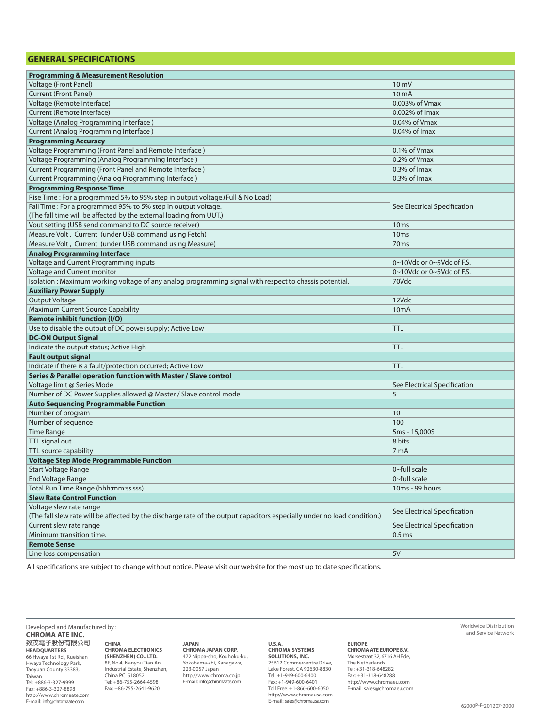## GENERAL SPECIFICATIONS

| | |
|---|---|
| **Programming & Measurement Resolution** | |
| Voltage (Front Panel) | 10 mV |
| Current (Front Panel) | 10 mA |
| Voltage (Remote Interface) | 0.003% of Vmax |
| Current (Remote Interface) | 0.002% of Imax |
| Voltage (Analog Programming Interface ) | 0.04% of Vmax |
| Current (Analog Programming Interface ) | 0.04% of Imax |
| **Programming Accuracy** | |
| Voltage Programming (Front Panel and Remote Interface ) | 0.1% of Vmax |
| Voltage Programming (Analog Programming Interface ) | 0.2% of Vmax |
| Current Programming (Front Panel and Remote Interface ) | 0.3% of Imax |
| Current Programming (Analog Programming Interface ) | 0.3% of Imax |
| **Programming Response Time** | |
| Rise Time : For a programmed 5% to 95% step in output voltage.(Full & No Load) | See Electrical Specification |
| Fall Time : For a programmed 95% to 5% step in output voltage. (The fall time will be affected by the external loading from UUT.) | See Electrical Specification |
| Vout setting (USB send command to DC source receiver) | 10ms |
| Measure Volt , Current (under USB command using Fetch) | 10ms |
| Measure Volt , Current (under USB command using Measure) | 70ms |
| **Analog Programming Interface** | |
| Voltage and Current Programming inputs | 0~10Vdc or 0~5Vdc of F.S. |
| Voltage and Current monitor | 0~10Vdc or 0~5Vdc of F.S. |
| Isolation : Maximum working voltage of any analog programming signal with respect to chassis potential. | 70Vdc |
| **Auxiliary Power Supply** | |
| Output Voltage | 12Vdc |
| Maximum Current Source Capability | 10mA |
| **Remote inhibit function (I/O)** | |
| Use to disable the output of DC power supply; Active Low | TTL |
| **DC-ON Output Signal** | |
| Indicate the output status; Active High | TTL |
| **Fault output signal** | |
| Indicate if there is a fault/protection occurred; Active Low | TTL |
| **Series & Parallel operation function with Master / Slave control** | |
| Voltage limit @ Series Mode | See Electrical Specification |
| Number of DC Power Supplies allowed @ Master / Slave control mode | 5 |
| **Auto Sequencing Programmable Function** | |
| Number of program | 10 |
| Number of sequence | 100 |
| Time Range | 5ms - 15,000S |
| TTL signal out | 8 bits |
| TTL source capability | 7 mA |
| **Voltage Step Mode Programmable Function** | |
| Start Voltage Range | 0~full scale |
| End Voltage Range | 0~full scale |
| Total Run Time Range (hhh:mm:ss.sss) | 10ms - 99 hours |
| **Slew Rate Control Function** | |
| Voltage slew rate range (The fall slew rate will be affected by the discharge rate of the output capacitors especially under no load condition.) | See Electrical Specification |
| Current slew rate range | See Electrical Specification |
| Minimum transition time. | 0.5 ms |
| **Remote Sense** | |
| Line loss compensation | 5V |

All specifications are subject to change without notice. Please visit our website for the most up to date specifications.

Developed and Manufactured by :
**CHROMA ATE INC.**
致茂電子股份有限公司
**HEADQUARTERS**
66 Hwaya 1st Rd., Kueishan Hwaya Technology Park, Taoyuan County 33383, Taiwan
Tel: +886-3-327-9999
Fax: +886-3-327-8898
http://www.chromaate.com
E-mail: info@chromaate.com

**CHINA**
**CHROMA ELECTRONICS (SHENZHEN) CO., LTD.**
8F, No.4, Nanyou Tian An Industrial Estate, Shenzhen, China PC: 518052
Tel: +86-755-2664-4598
Fax: +86-755-2641-9620

**JAPAN**
**CHROMA JAPAN CORP.**
472 Nippa-cho, Kouhoku-ku, Yokohama-shi, Kanagawa, 223-0057 Japan
http://www.chroma.co.jp
E-mail: info@chromaate.com

**U.S.A.**
**CHROMA SYSTEMS SOLUTIONS, INC.**
25612 Commercentre Drive, Lake Forest, CA 92630-8830
Tel: +1-949-600-6400
Fax: +1-949-600-6401
Toll Free: +1-866-600-6050
http://www.chromausa.com
E-mail: sales@chromausa.com

**EUROPE**
**CHROMA ATE EUROPE B.V.**
Morsestraat 32, 6716 AH Ede, The Netherlands
Tel: +31-318-648282
Fax: +31-318-648288
http://www.chromaeu.com
E-mail: sales@chromaeu.com

Worldwide Distribution and Service Network

62000P-E-201207-2000